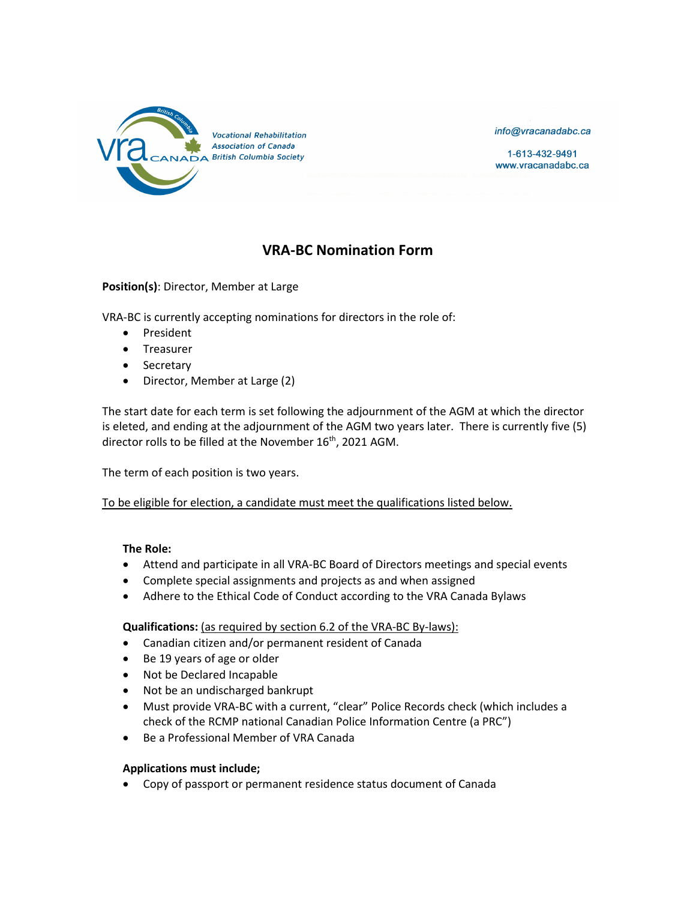Vocational Rehabilitation Association of Canada British Columbia Society

info@vracanadabc.ca

1-613-432-9491
www.vracanadabc.ca

# VRA-BC Nomination Form

**Position(s)**: Director, Member at Large

VRA-BC is currently accepting nominations for directors in the role of:

- President
- Treasurer
- Secretary
- Director, Member at Large (2)

The start date for each term is set following the adjournment of the AGM at which the director is eleted, and ending at the adjournment of the AGM two years later. There is currently five (5) director rolls to be filled at the November 16th, 2021 AGM.

The term of each position is two years.

To be eligible for election, a candidate must meet the qualifications listed below.

**The Role:**

- Attend and participate in all VRA-BC Board of Directors meetings and special events
- Complete special assignments and projects as and when assigned
- Adhere to the Ethical Code of Conduct according to the VRA Canada Bylaws

**Qualifications:** (as required by section 6.2 of the VRA-BC By-laws):

- Canadian citizen and/or permanent resident of Canada
- Be 19 years of age or older
- Not be Declared Incapable
- Not be an undischarged bankrupt
- Must provide VRA-BC with a current, "clear" Police Records check (which includes a check of the RCMP national Canadian Police Information Centre (a PRC")
- Be a Professional Member of VRA Canada

**Applications must include;**

- Copy of passport or permanent residence status document of Canada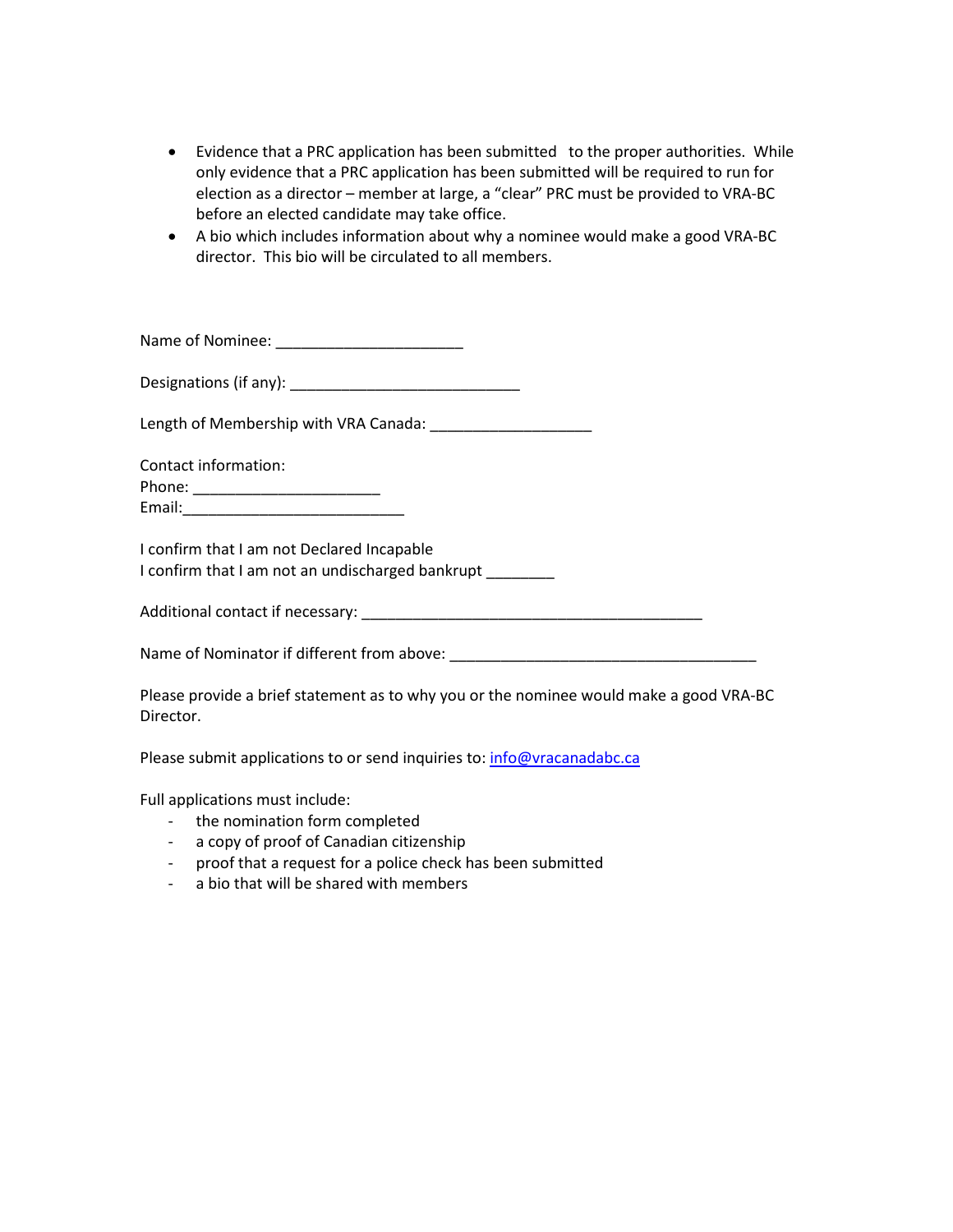- Evidence that a PRC application has been submitted to the proper authorities. While only evidence that a PRC application has been submitted will be required to run for election as a director – member at large, a "clear" PRC must be provided to VRA-BC before an elected candidate may take office.
- A bio which includes information about why a nominee would make a good VRA-BC director. This bio will be circulated to all members.

Name of Nominee: ______________________

Designations (if any): ____________________________

Length of Membership with VRA Canada: ___________________

Contact information:
Phone: ______________________
Email:___________________________

I confirm that I am not Declared Incapable
I confirm that I am not an undischarged bankrupt ________

Additional contact if necessary: _________________________________________

Name of Nominator if different from above: _____________________________________

Please provide a brief statement as to why you or the nominee would make a good VRA-BC Director.

Please submit applications to or send inquiries to: info@vracanadabc.ca

Full applications must include:

- the nomination form completed
- a copy of proof of Canadian citizenship
- proof that a request for a police check has been submitted
- a bio that will be shared with members